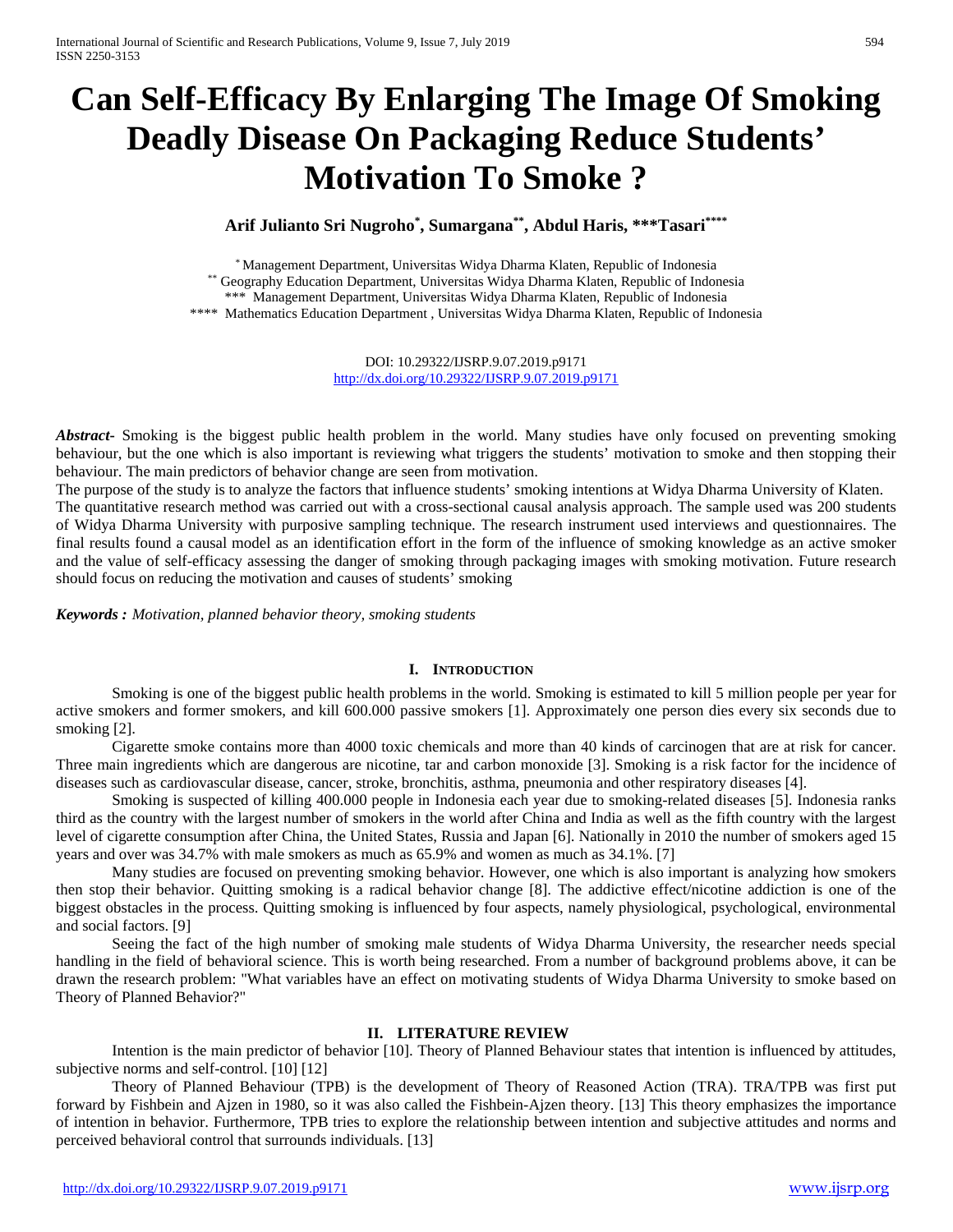# Can Self-Efficacy By Enlarging The Image Of Smoking Deadly Disease On Packaging Reduce Students' Motivation To Smoke ?

**Arif Julianto Sri Nugroho[*], Sumargana[**], Abdul Haris, ***Tasari[****]**

[*] Management Department, Universitas Widya Dharma Klaten, Republic of Indonesia
[**] Geography Education Department, Universitas Widya Dharma Klaten, Republic of Indonesia
*** Management Department, Universitas Widya Dharma Klaten, Republic of Indonesia
**** Mathematics Education Department , Universitas Widya Dharma Klaten, Republic of Indonesia

DOI: 10.29322/IJSRP.9.07.2019.p9171
http://dx.doi.org/10.29322/IJSRP.9.07.2019.p9171

***Abstract*-** Smoking is the biggest public health problem in the world. Many studies have only focused on preventing smoking behaviour, but the one which is also important is reviewing what triggers the students' motivation to smoke and then stopping their behaviour. The main predictors of behavior change are seen from motivation.

The purpose of the study is to analyze the factors that influence students' smoking intentions at Widya Dharma University of Klaten.

The quantitative research method was carried out with a cross-sectional causal analysis approach. The sample used was 200 students of Widya Dharma University with purposive sampling technique. The research instrument used interviews and questionnaires. The final results found a causal model as an identification effort in the form of the influence of smoking knowledge as an active smoker and the value of self-efficacy assessing the danger of smoking through packaging images with smoking motivation. Future research should focus on reducing the motivation and causes of students' smoking

***Keywords :*** *Motivation, planned behavior theory, smoking students*

## I. Introduction

Smoking is one of the biggest public health problems in the world. Smoking is estimated to kill 5 million people per year for active smokers and former smokers, and kill 600.000 passive smokers [1]. Approximately one person dies every six seconds due to smoking [2].

Cigarette smoke contains more than 4000 toxic chemicals and more than 40 kinds of carcinogen that are at risk for cancer. Three main ingredients which are dangerous are nicotine, tar and carbon monoxide [3]. Smoking is a risk factor for the incidence of diseases such as cardiovascular disease, cancer, stroke, bronchitis, asthma, pneumonia and other respiratory diseases [4].

Smoking is suspected of killing 400.000 people in Indonesia each year due to smoking-related diseases [5]. Indonesia ranks third as the country with the largest number of smokers in the world after China and India as well as the fifth country with the largest level of cigarette consumption after China, the United States, Russia and Japan [6]. Nationally in 2010 the number of smokers aged 15 years and over was 34.7% with male smokers as much as 65.9% and women as much as 34.1%. [7]

Many studies are focused on preventing smoking behavior. However, one which is also important is analyzing how smokers then stop their behavior. Quitting smoking is a radical behavior change [8]. The addictive effect/nicotine addiction is one of the biggest obstacles in the process. Quitting smoking is influenced by four aspects, namely physiological, psychological, environmental and social factors. [9]

Seeing the fact of the high number of smoking male students of Widya Dharma University, the researcher needs special handling in the field of behavioral science. This is worth being researched. From a number of background problems above, it can be drawn the research problem: "What variables have an effect on motivating students of Widya Dharma University to smoke based on Theory of Planned Behavior?"

## II. LITERATURE REVIEW

Intention is the main predictor of behavior [10]. Theory of Planned Behaviour states that intention is influenced by attitudes, subjective norms and self-control. [10] [12]

Theory of Planned Behaviour (TPB) is the development of Theory of Reasoned Action (TRA). TRA/TPB was first put forward by Fishbein and Ajzen in 1980, so it was also called the Fishbein-Ajzen theory. [13] This theory emphasizes the importance of intention in behavior. Furthermore, TPB tries to explore the relationship between intention and subjective attitudes and norms and perceived behavioral control that surrounds individuals. [13]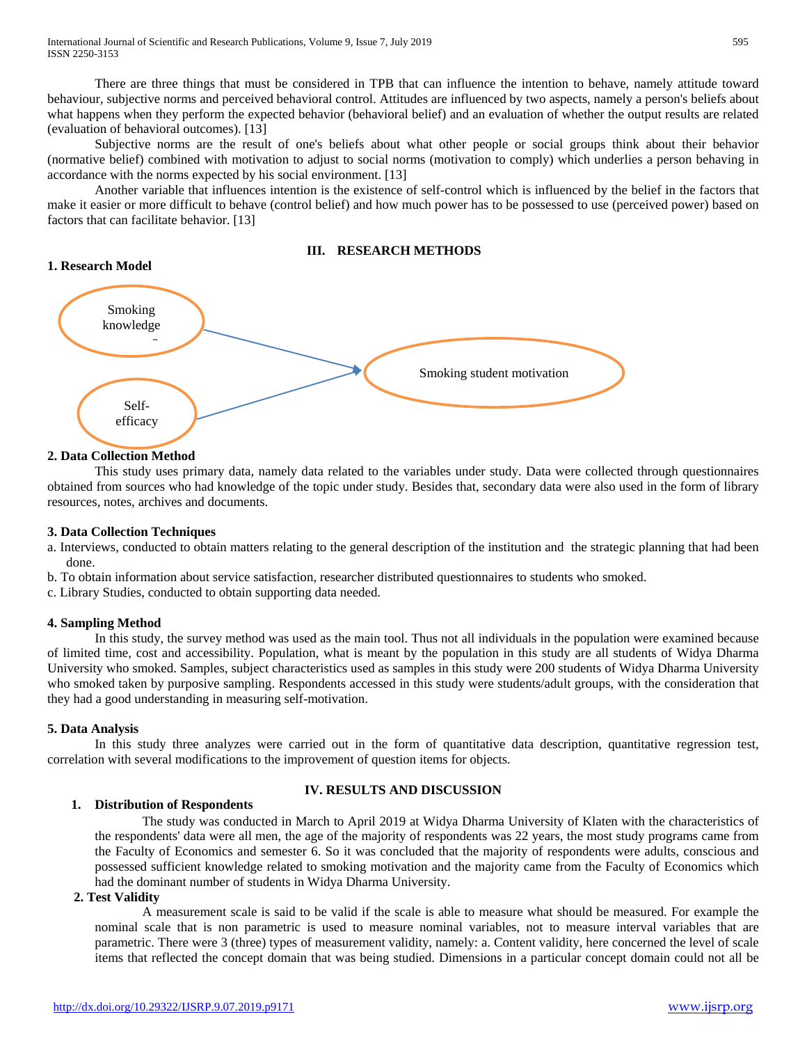There are three things that must be considered in TPB that can influence the intention to behave, namely attitude toward behaviour, subjective norms and perceived behavioral control. Attitudes are influenced by two aspects, namely a person's beliefs about what happens when they perform the expected behavior (behavioral belief) and an evaluation of whether the output results are related (evaluation of behavioral outcomes). [13]

Subjective norms are the result of one's beliefs about what other people or social groups think about their behavior (normative belief) combined with motivation to adjust to social norms (motivation to comply) which underlies a person behaving in accordance with the norms expected by his social environment. [13]

Another variable that influences intention is the existence of self-control which is influenced by the belief in the factors that make it easier or more difficult to behave (control belief) and how much power has to be possessed to use (perceived power) based on factors that can facilitate behavior. [13]

## III. RESEARCH METHODS

### 1. Research Model

Smoking knowledge

Self-efficacy

Smoking student motivation

### 2. Data Collection Method

This study uses primary data, namely data related to the variables under study. Data were collected through questionnaires obtained from sources who had knowledge of the topic under study. Besides that, secondary data were also used in the form of library resources, notes, archives and documents.

### 3. Data Collection Techniques

a. Interviews, conducted to obtain matters relating to the general description of the institution and the strategic planning that had been done.
b. To obtain information about service satisfaction, researcher distributed questionnaires to students who smoked.
c. Library Studies, conducted to obtain supporting data needed.

### 4. Sampling Method

In this study, the survey method was used as the main tool. Thus not all individuals in the population were examined because of limited time, cost and accessibility. Population, what is meant by the population in this study are all students of Widya Dharma University who smoked. Samples, subject characteristics used as samples in this study were 200 students of Widya Dharma University who smoked taken by purposive sampling. Respondents accessed in this study were students/adult groups, with the consideration that they had a good understanding in measuring self-motivation.

### 5. Data Analysis

In this study three analyzes were carried out in the form of quantitative data description, quantitative regression test, correlation with several modifications to the improvement of question items for objects.

## IV. RESULTS AND DISCUSSION

### 1. Distribution of Respondents

The study was conducted in March to April 2019 at Widya Dharma University of Klaten with the characteristics of the respondents' data were all men, the age of the majority of respondents was 22 years, the most study programs came from the Faculty of Economics and semester 6. So it was concluded that the majority of respondents were adults, conscious and possessed sufficient knowledge related to smoking motivation and the majority came from the Faculty of Economics which had the dominant number of students in Widya Dharma University.

### 2. Test Validity

A measurement scale is said to be valid if the scale is able to measure what should be measured. For example the nominal scale that is non parametric is used to measure nominal variables, not to measure interval variables that are parametric. There were 3 (three) types of measurement validity, namely: a. Content validity, here concerned the level of scale items that reflected the concept domain that was being studied. Dimensions in a particular concept domain could not all be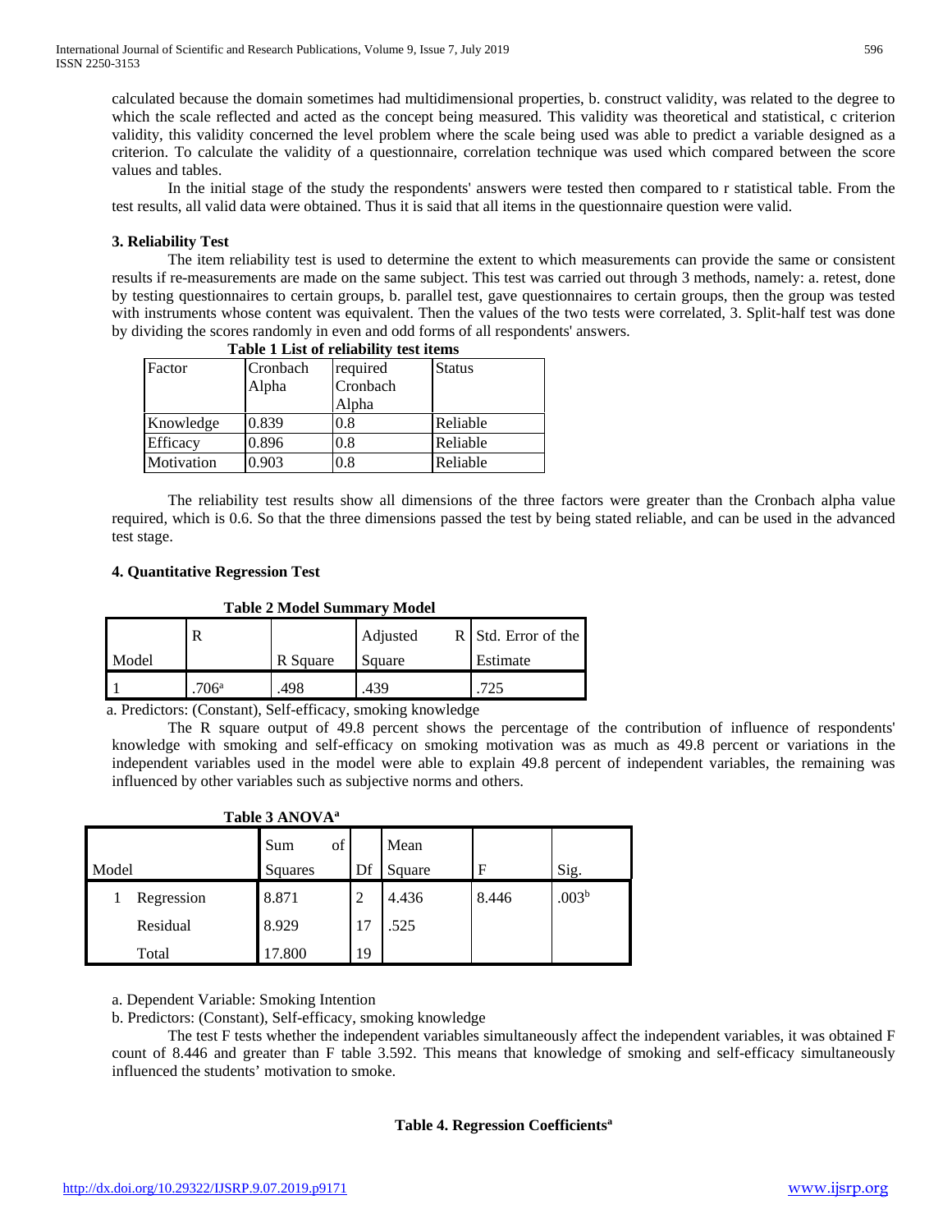calculated because the domain sometimes had multidimensional properties, b. construct validity, was related to the degree to which the scale reflected and acted as the concept being measured. This validity was theoretical and statistical, c criterion validity, this validity concerned the level problem where the scale being used was able to predict a variable designed as a criterion. To calculate the validity of a questionnaire, correlation technique was used which compared between the score values and tables.

In the initial stage of the study the respondents' answers were tested then compared to r statistical table. From the test results, all valid data were obtained. Thus it is said that all items in the questionnaire question were valid.

### 3. Reliability Test

The item reliability test is used to determine the extent to which measurements can provide the same or consistent results if re-measurements are made on the same subject. This test was carried out through 3 methods, namely: a. retest, done by testing questionnaires to certain groups, b. parallel test, gave questionnaires to certain groups, then the group was tested with instruments whose content was equivalent. Then the values of the two tests were correlated, 3. Split-half test was done by dividing the scores randomly in even and odd forms of all respondents' answers.

**Table 1 List of reliability test items**

| Factor | Cronbach Alpha | required Cronbach Alpha | Status |
|---|---|---|---|
| Knowledge | 0.839 | 0.8 | Reliable |
| Efficacy | 0.896 | 0.8 | Reliable |
| Motivation | 0.903 | 0.8 | Reliable |

The reliability test results show all dimensions of the three factors were greater than the Cronbach alpha value required, which is 0.6. So that the three dimensions passed the test by being stated reliable, and can be used in the advanced test stage.

### 4. Quantitative Regression Test

**Table 2 Model Summary Model**

| Model | R | R Square | Adjusted R Square | Std. Error of the Estimate |
|---|---|---|---|---|
| 1 | .706[a] | .498 | .439 | .725 |

a. Predictors: (Constant), Self-efficacy, smoking knowledge

The R square output of 49.8 percent shows the percentage of the contribution of influence of respondents' knowledge with smoking and self-efficacy on smoking motivation was as much as 49.8 percent or variations in the independent variables used in the model were able to explain 49.8 percent of independent variables, the remaining was influenced by other variables such as subjective norms and others.

**Table 3 ANOVA[a]**

| Model | | Sum of Squares | Df | Mean Square | F | Sig. |
|---|---|---|---|---|---|---|
| 1 | Regression | 8.871 | 2 | 4.436 | 8.446 | .003[b] |
| | Residual | 8.929 | 17 | .525 | | |
| | Total | 17.800 | 19 | | | |

a. Dependent Variable: Smoking Intention

b. Predictors: (Constant), Self-efficacy, smoking knowledge

The test F tests whether the independent variables simultaneously affect the independent variables, it was obtained F count of 8.446 and greater than F table 3.592. This means that knowledge of smoking and self-efficacy simultaneously influenced the students' motivation to smoke.

**Table 4. Regression Coefficients[a]**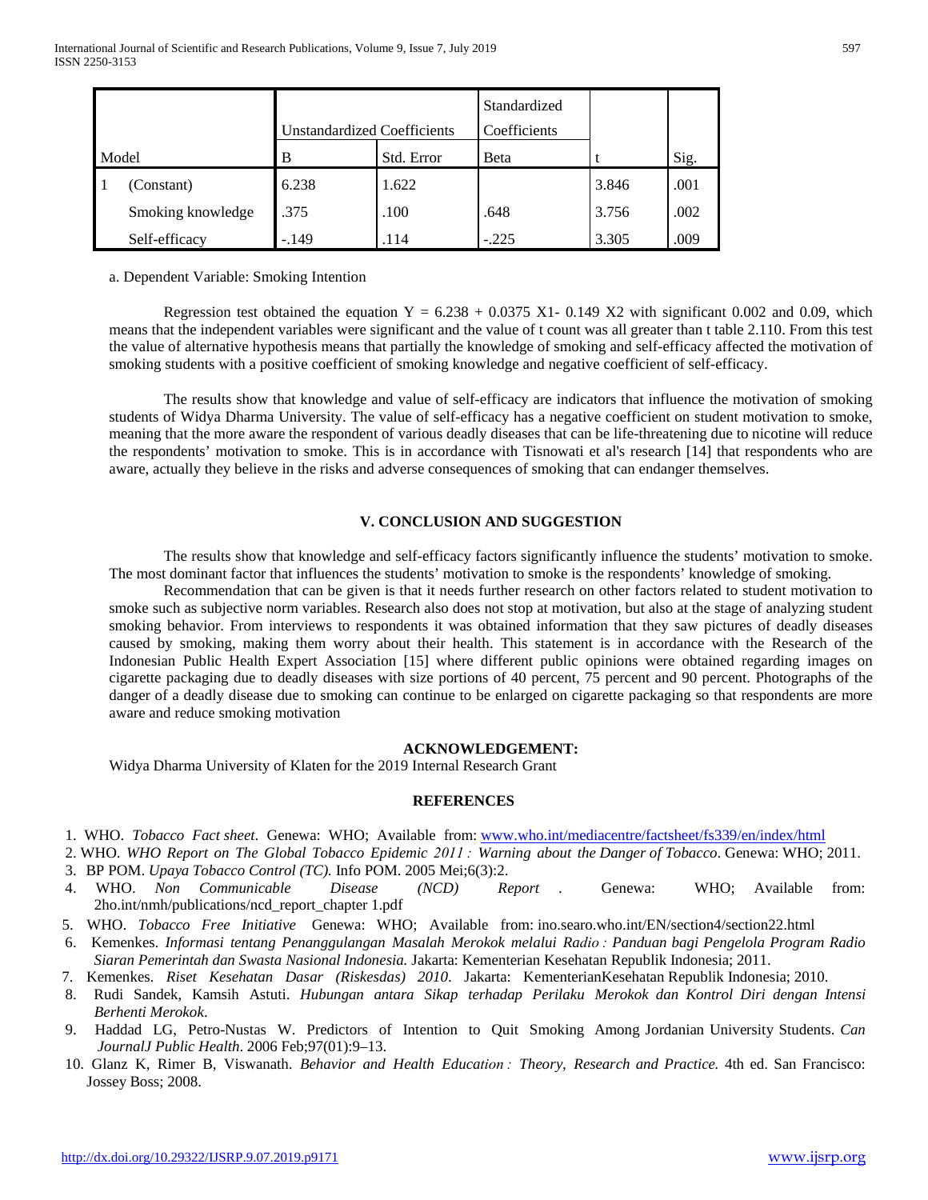| Model | | Unstandardized Coefficients | | Standardized Coefficients | t | Sig. |
|---|---|---|---|---|---|---|
| | | B | Std. Error | Beta | | |
| 1 | (Constant) | 6.238 | 1.622 | | 3.846 | .001 |
| | Smoking knowledge | .375 | .100 | .648 | 3.756 | .002 |
| | Self-efficacy | -.149 | .114 | -.225 | 3.305 | .009 |

a. Dependent Variable: Smoking Intention

Regression test obtained the equation $Y = 6.238 + 0.0375\ X1 - 0.149\ X2$ with significant 0.002 and 0.09, which means that the independent variables were significant and the value of t count was all greater than t table 2.110. From this test the value of alternative hypothesis means that partially the knowledge of smoking and self-efficacy affected the motivation of smoking students with a positive coefficient of smoking knowledge and negative coefficient of self-efficacy.

The results show that knowledge and value of self-efficacy are indicators that influence the motivation of smoking students of Widya Dharma University. The value of self-efficacy has a negative coefficient on student motivation to smoke, meaning that the more aware the respondent of various deadly diseases that can be life-threatening due to nicotine will reduce the respondents' motivation to smoke. This is in accordance with Tisnowati et al's research [14] that respondents who are aware, actually they believe in the risks and adverse consequences of smoking that can endanger themselves.

## V. CONCLUSION AND SUGGESTION

The results show that knowledge and self-efficacy factors significantly influence the students' motivation to smoke. The most dominant factor that influences the students' motivation to smoke is the respondents' knowledge of smoking.

Recommendation that can be given is that it needs further research on other factors related to student motivation to smoke such as subjective norm variables. Research also does not stop at motivation, but also at the stage of analyzing student smoking behavior. From interviews to respondents it was obtained information that they saw pictures of deadly diseases caused by smoking, making them worry about their health. This statement is in accordance with the Research of the Indonesian Public Health Expert Association [15] where different public opinions were obtained regarding images on cigarette packaging due to deadly diseases with size portions of 40 percent, 75 percent and 90 percent. Photographs of the danger of a deadly disease due to smoking can continue to be enlarged on cigarette packaging so that respondents are more aware and reduce smoking motivation

## ACKNOWLEDGEMENT:

Widya Dharma University of Klaten for the 2019 Internal Research Grant

## REFERENCES

1. WHO. *Tobacco Fact sheet*. Genewa: WHO; Available from: www.who.int/mediacentre/factsheet/fs339/en/index/html
2. WHO. *WHO Report on The Global Tobacco Epidemic 2011 : Warning about the Danger of Tobacco*. Genewa: WHO; 2011.
3. BP POM. *Upaya Tobacco Control (TC).* Info POM. 2005 Mei;6(3):2.
4. WHO. *Non Communicable Disease (NCD) Report* . Genewa: WHO; Available from: 2ho.int/nmh/publications/ncd_report_chapter 1.pdf
5. WHO. *Tobacco Free Initiative* Genewa: WHO; Available from: ino.searo.who.int/EN/section4/section22.html
6. Kemenkes. *Informasi tentang Penanggulangan Masalah Merokok melalui Radio : Panduan bagi Pengelola Program Radio Siaran Pemerintah dan Swasta Nasional Indonesia.* Jakarta: Kementerian Kesehatan Republik Indonesia; 2011.
7. Kemenkes. *Riset Kesehatan Dasar (Riskesdas) 2010*. Jakarta: KementerianKesehatan Republik Indonesia; 2010.
8. Rudi Sandek, Kamsih Astuti. *Hubungan antara Sikap terhadap Perilaku Merokok dan Kontrol Diri dengan Intensi Berhenti Merokok*.
9. Haddad LG, Petro-Nustas W. Predictors of Intention to Quit Smoking Among Jordanian University Students. *Can JournalJ Public Health*. 2006 Feb;97(01):9–13.
10. Glanz K, Rimer B, Viswanath. *Behavior and Health Education : Theory, Research and Practice.* 4th ed. San Francisco: Jossey Boss; 2008.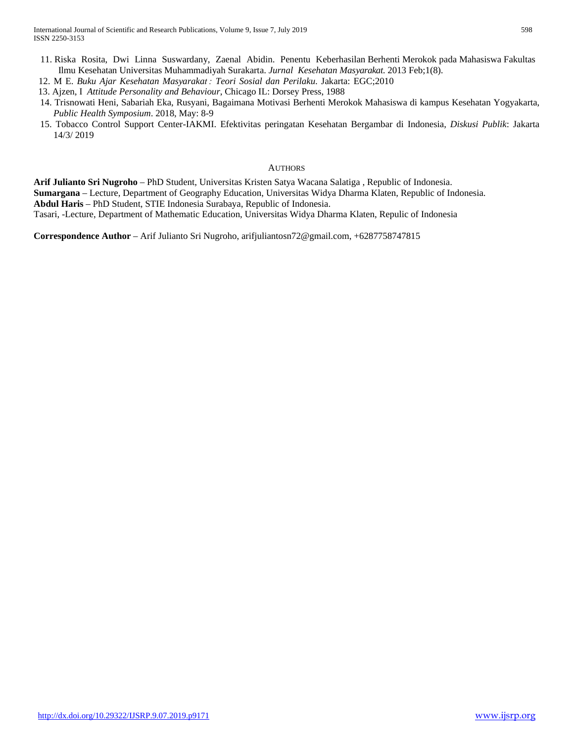11. Riska Rosita, Dwi Linna Suswardany, Zaenal Abidin. Penentu Keberhasilan Berhenti Merokok pada Mahasiswa Fakultas Ilmu Kesehatan Universitas Muhammadiyah Surakarta. *Jurnal Kesehatan Masyarakat.* 2013 Feb;1(8).
12. M E. *Buku Ajar Kesehatan Masyarakat : Teori Sosial dan Perilaku.* Jakarta: EGC;2010
13. Ajzen, I *Attitude Personality and Behaviour*, Chicago IL: Dorsey Press, 1988
14. Trisnowati Heni, Sabariah Eka, Rusyani, Bagaimana Motivasi Berhenti Merokok Mahasiswa di kampus Kesehatan Yogyakarta, *Public Health Symposium*. 2018, May: 8-9
15. Tobacco Control Support Center-IAKMI. Efektivitas peringatan Kesehatan Bergambar di Indonesia, *Diskusi Publik*: Jakarta 14/3/ 2019

## AUTHORS

**Arif Julianto Sri Nugroho** – PhD Student, Universitas Kristen Satya Wacana Salatiga , Republic of Indonesia.
**Sumargana** – Lecture, Department of Geography Education, Universitas Widya Dharma Klaten, Republic of Indonesia.
**Abdul Haris** – PhD Student, STIE Indonesia Surabaya, Republic of Indonesia.
Tasari, -Lecture, Department of Mathematic Education, Universitas Widya Dharma Klaten, Repulic of Indonesia

**Correspondence Author** – Arif Julianto Sri Nugroho, arifjuliantosn72@gmail.com, +6287758747815